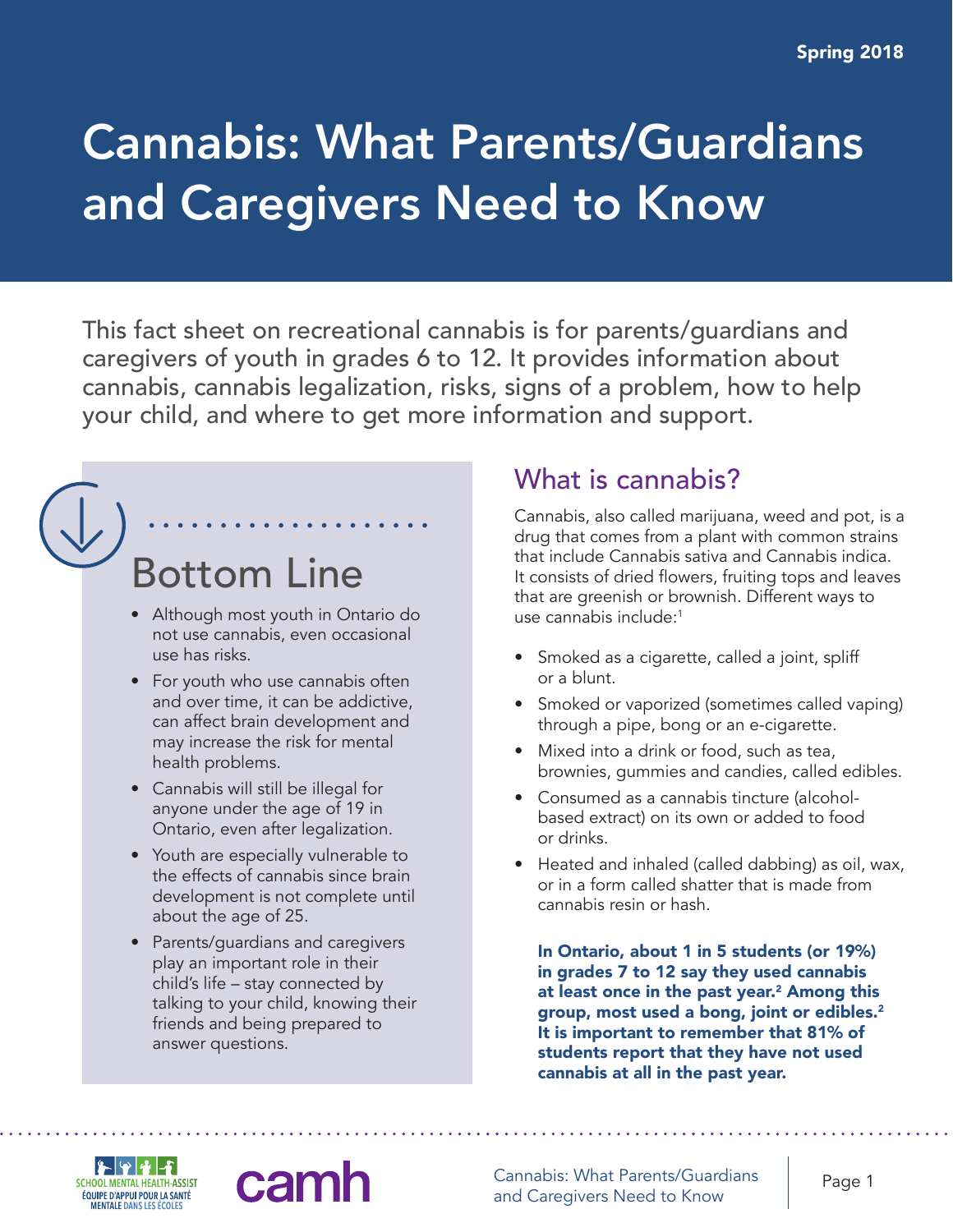Spring 2018

# Cannabis: What Parents/Guardians and Caregivers Need to Know

This fact sheet on recreational cannabis is for parents/guardians and caregivers of youth in grades 6 to 12. It provides information about cannabis, cannabis legalization, risks, signs of a problem, how to help your child, and where to get more information and support.

## Bottom Line

- Although most youth in Ontario do not use cannabis, even occasional use has risks.
- For youth who use cannabis often and over time, it can be addictive, can affect brain development and may increase the risk for mental health problems.
- Cannabis will still be illegal for anyone under the age of 19 in Ontario, even after legalization.
- Youth are especially vulnerable to the effects of cannabis since brain development is not complete until about the age of 25.
- Parents/guardians and caregivers play an important role in their child's life – stay connected by talking to your child, knowing their friends and being prepared to answer questions.

## What is cannabis?

Cannabis, also called marijuana, weed and pot, is a drug that comes from a plant with common strains that include Cannabis sativa and Cannabis indica. It consists of dried flowers, fruiting tops and leaves that are greenish or brownish. Different ways to use cannabis include:[1]

- Smoked as a cigarette, called a joint, spliff or a blunt.
- Smoked or vaporized (sometimes called vaping) through a pipe, bong or an e-cigarette.
- Mixed into a drink or food, such as tea, brownies, gummies and candies, called edibles.
- Consumed as a cannabis tincture (alcohol-based extract) on its own or added to food or drinks.
- Heated and inhaled (called dabbing) as oil, wax, or in a form called shatter that is made from cannabis resin or hash.

**In Ontario, about 1 in 5 students (or 19%) in grades 7 to 12 say they used cannabis at least once in the past year.[2] Among this group, most used a bong, joint or edibles.[2] It is important to remember that 81% of students report that they have not used cannabis at all in the past year.**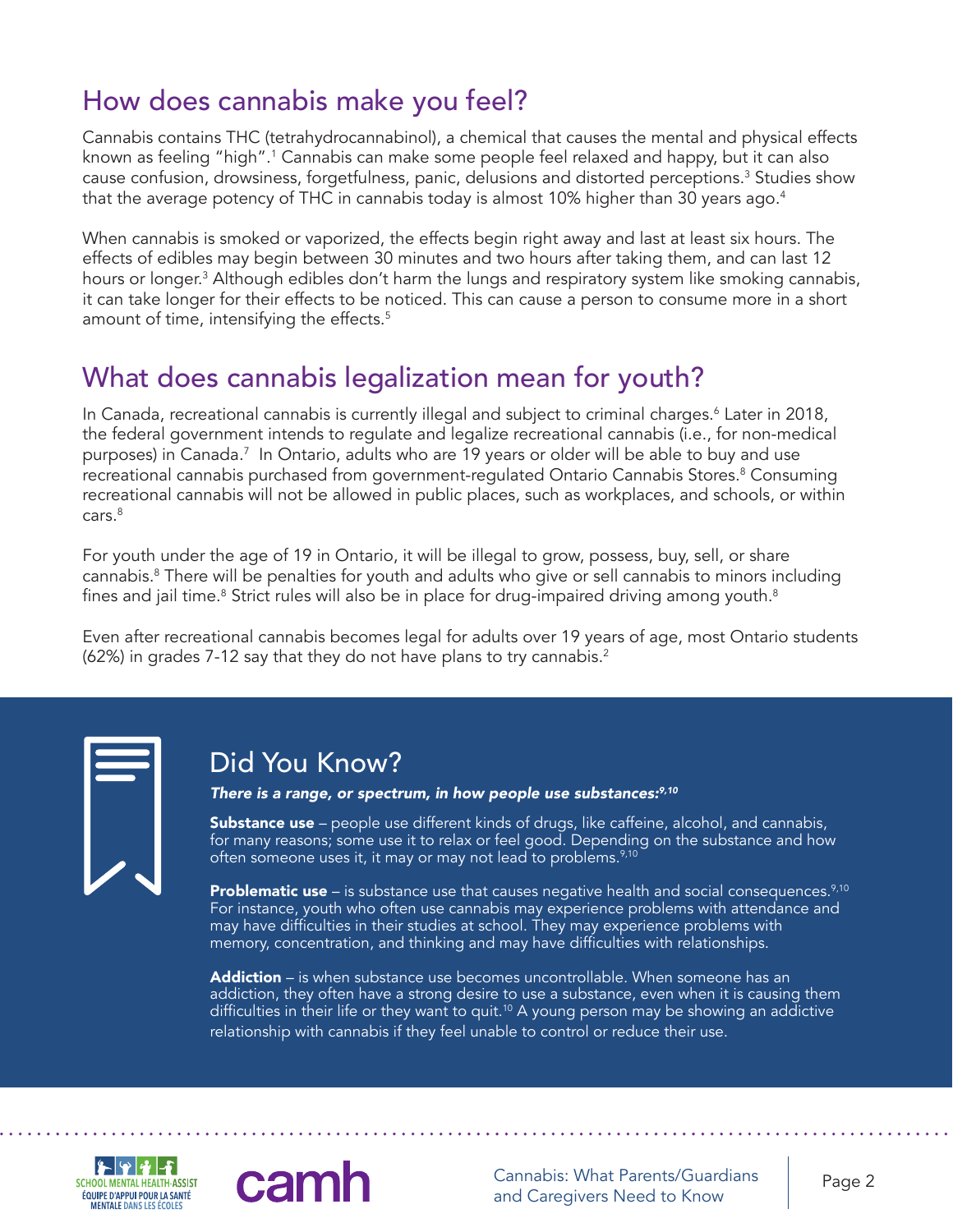## How does cannabis make you feel?

Cannabis contains THC (tetrahydrocannabinol), a chemical that causes the mental and physical effects known as feeling "high".[1] Cannabis can make some people feel relaxed and happy, but it can also cause confusion, drowsiness, forgetfulness, panic, delusions and distorted perceptions.[3] Studies show that the average potency of THC in cannabis today is almost 10% higher than 30 years ago.[4]

When cannabis is smoked or vaporized, the effects begin right away and last at least six hours. The effects of edibles may begin between 30 minutes and two hours after taking them, and can last 12 hours or longer.[3] Although edibles don't harm the lungs and respiratory system like smoking cannabis, it can take longer for their effects to be noticed. This can cause a person to consume more in a short amount of time, intensifying the effects.[5]

## What does cannabis legalization mean for youth?

In Canada, recreational cannabis is currently illegal and subject to criminal charges.[6] Later in 2018, the federal government intends to regulate and legalize recreational cannabis (i.e., for non-medical purposes) in Canada.[7] In Ontario, adults who are 19 years or older will be able to buy and use recreational cannabis purchased from government-regulated Ontario Cannabis Stores.[8] Consuming recreational cannabis will not be allowed in public places, such as workplaces, and schools, or within cars.[8]

For youth under the age of 19 in Ontario, it will be illegal to grow, possess, buy, sell, or share cannabis.[8] There will be penalties for youth and adults who give or sell cannabis to minors including fines and jail time.[8] Strict rules will also be in place for drug-impaired driving among youth.[8]

Even after recreational cannabis becomes legal for adults over 19 years of age, most Ontario students (62%) in grades 7-12 say that they do not have plans to try cannabis.[2]

### Did You Know?

***There is a range, or spectrum, in how people use substances:***[9,10]

**Substance use** – people use different kinds of drugs, like caffeine, alcohol, and cannabis, for many reasons; some use it to relax or feel good. Depending on the substance and how often someone uses it, it may or may not lead to problems.[9,10]

**Problematic use** – is substance use that causes negative health and social consequences.[9,10] For instance, youth who often use cannabis may experience problems with attendance and may have difficulties in their studies at school. They may experience problems with memory, concentration, and thinking and may have difficulties with relationships.

**Addiction** – is when substance use becomes uncontrollable. When someone has an addiction, they often have a strong desire to use a substance, even when it is causing them difficulties in their life or they want to quit.[10] A young person may be showing an addictive relationship with cannabis if they feel unable to control or reduce their use.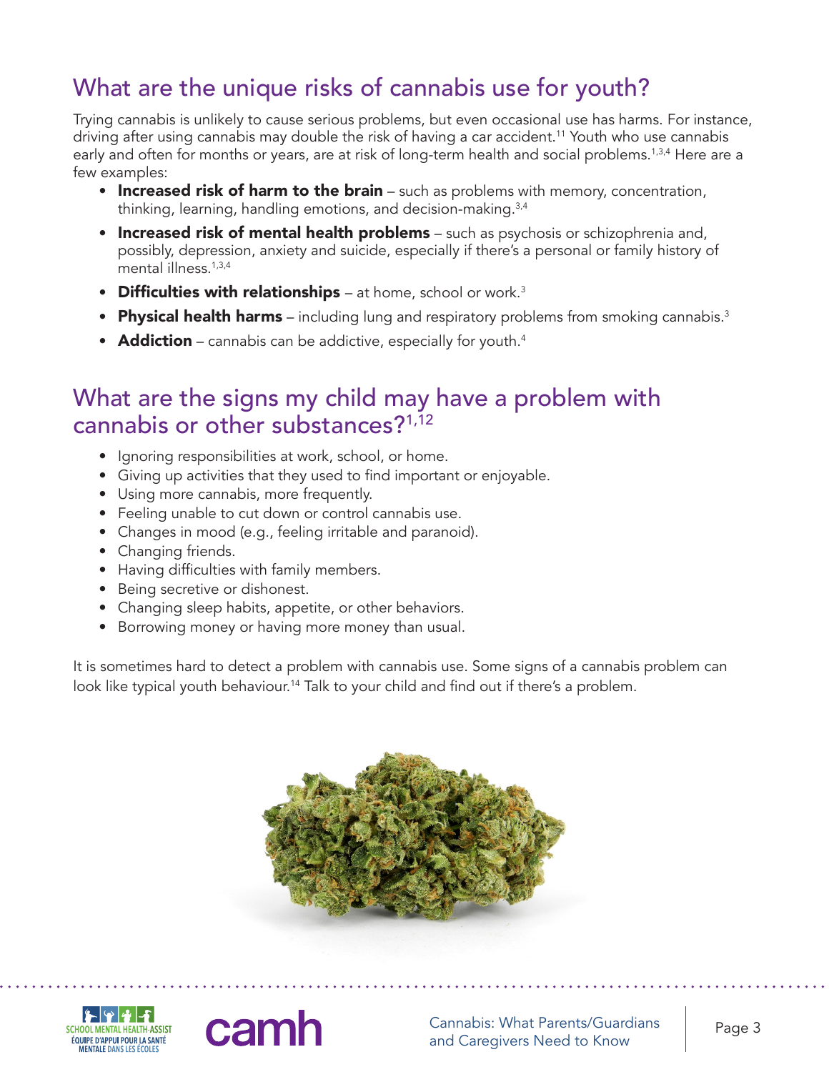## What are the unique risks of cannabis use for youth?

Trying cannabis is unlikely to cause serious problems, but even occasional use has harms. For instance, driving after using cannabis may double the risk of having a car accident.[11] Youth who use cannabis early and often for months or years, are at risk of long-term health and social problems.[1,3,4] Here are a few examples:

- **Increased risk of harm to the brain** – such as problems with memory, concentration, thinking, learning, handling emotions, and decision-making.[3,4]
- **Increased risk of mental health problems** – such as psychosis or schizophrenia and, possibly, depression, anxiety and suicide, especially if there's a personal or family history of mental illness.[1,3,4]
- **Difficulties with relationships** – at home, school or work.[3]
- **Physical health harms** – including lung and respiratory problems from smoking cannabis.[3]
- **Addiction** – cannabis can be addictive, especially for youth.[4]

## What are the signs my child may have a problem with cannabis or other substances?[1,12]

- Ignoring responsibilities at work, school, or home.
- Giving up activities that they used to find important or enjoyable.
- Using more cannabis, more frequently.
- Feeling unable to cut down or control cannabis use.
- Changes in mood (e.g., feeling irritable and paranoid).
- Changing friends.
- Having difficulties with family members.
- Being secretive or dishonest.
- Changing sleep habits, appetite, or other behaviors.
- Borrowing money or having more money than usual.

It is sometimes hard to detect a problem with cannabis use. Some signs of a cannabis problem can look like typical youth behaviour.[14] Talk to your child and find out if there's a problem.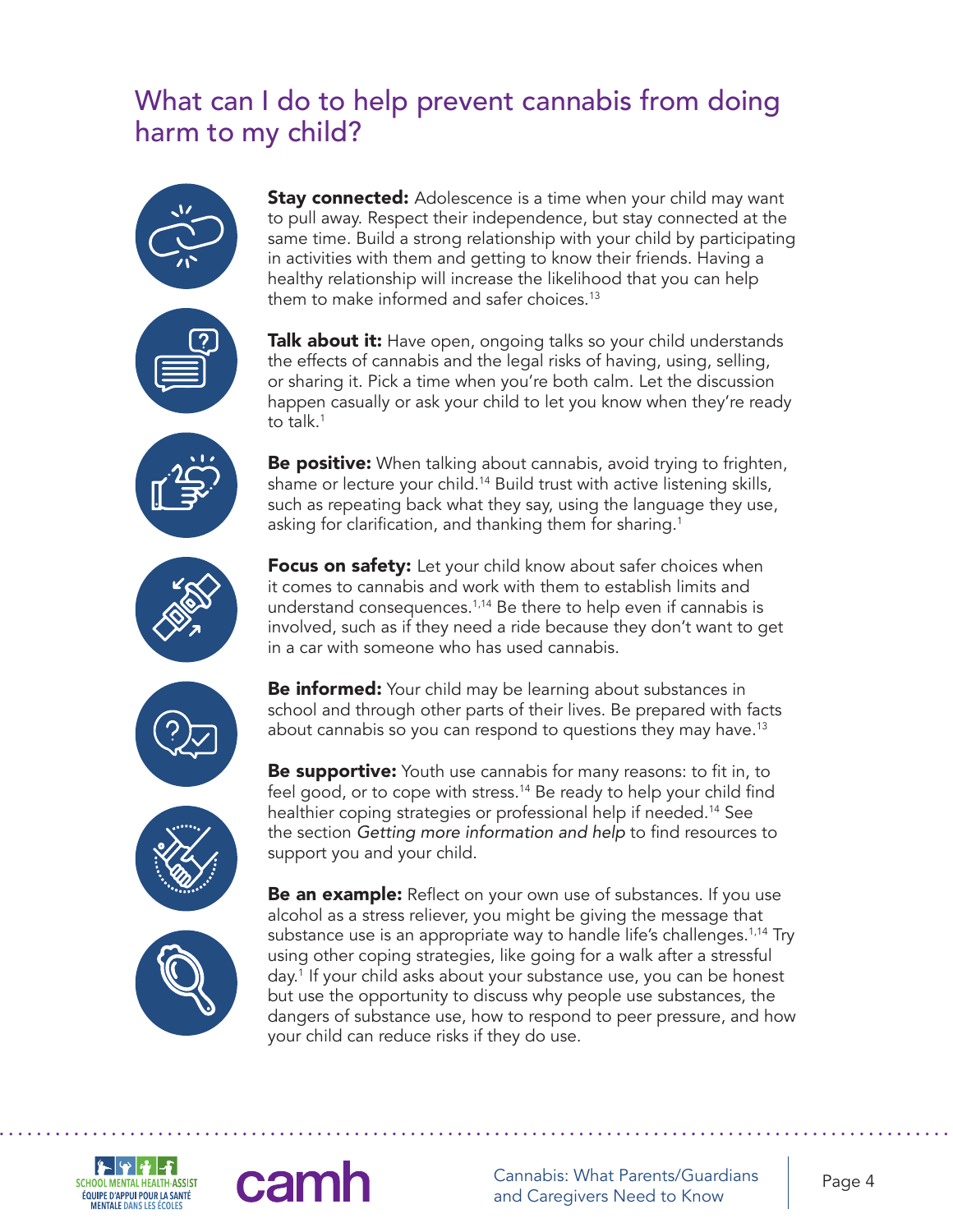## What can I do to help prevent cannabis from doing harm to my child?

**Stay connected:** Adolescence is a time when your child may want to pull away. Respect their independence, but stay connected at the same time. Build a strong relationship with your child by participating in activities with them and getting to know their friends. Having a healthy relationship will increase the likelihood that you can help them to make informed and safer choices.[13]

**Talk about it:** Have open, ongoing talks so your child understands the effects of cannabis and the legal risks of having, using, selling, or sharing it. Pick a time when you're both calm. Let the discussion happen casually or ask your child to let you know when they're ready to talk.[1]

**Be positive:** When talking about cannabis, avoid trying to frighten, shame or lecture your child.[14] Build trust with active listening skills, such as repeating back what they say, using the language they use, asking for clarification, and thanking them for sharing.[1]

**Focus on safety:** Let your child know about safer choices when it comes to cannabis and work with them to establish limits and understand consequences.[1,14] Be there to help even if cannabis is involved, such as if they need a ride because they don't want to get in a car with someone who has used cannabis.

**Be informed:** Your child may be learning about substances in school and through other parts of their lives. Be prepared with facts about cannabis so you can respond to questions they may have.[13]

**Be supportive:** Youth use cannabis for many reasons: to fit in, to feel good, or to cope with stress.[14] Be ready to help your child find healthier coping strategies or professional help if needed.[14] See the section *Getting more information and help* to find resources to support you and your child.

**Be an example:** Reflect on your own use of substances. If you use alcohol as a stress reliever, you might be giving the message that substance use is an appropriate way to handle life's challenges.[1,14] Try using other coping strategies, like going for a walk after a stressful day.[1] If your child asks about your substance use, you can be honest but use the opportunity to discuss why people use substances, the dangers of substance use, how to respond to peer pressure, and how your child can reduce risks if they do use.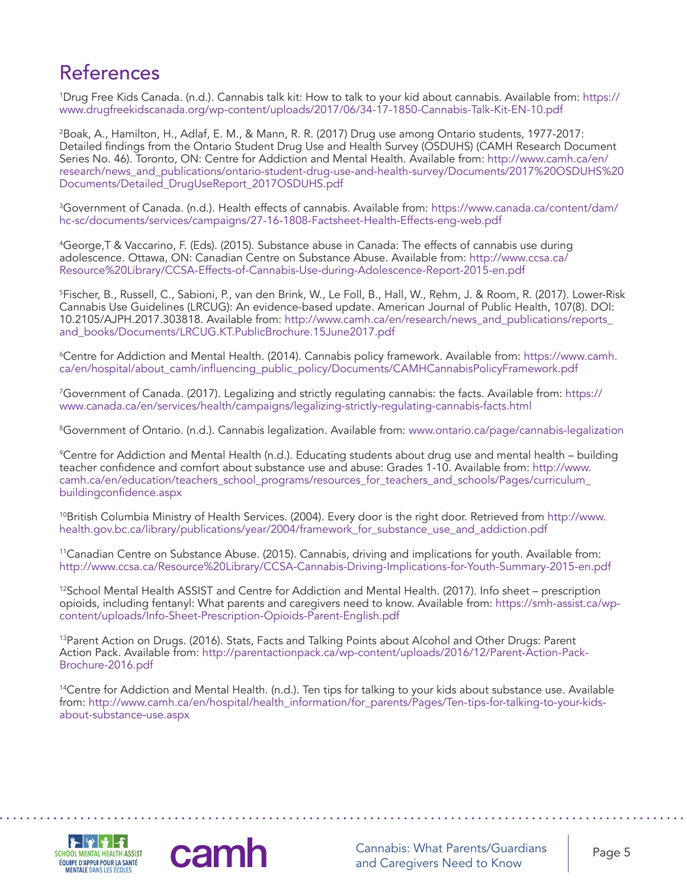# References

[1]Drug Free Kids Canada. (n.d.). Cannabis talk kit: How to talk to your kid about cannabis. Available from: https://www.drugfreekidscanada.org/wp-content/uploads/2017/06/34-17-1850-Cannabis-Talk-Kit-EN-10.pdf

[2]Boak, A., Hamilton, H., Adlaf, E. M., & Mann, R. R. (2017) Drug use among Ontario students, 1977-2017: Detailed findings from the Ontario Student Drug Use and Health Survey (OSDUHS) (CAMH Research Document Series No. 46). Toronto, ON: Centre for Addiction and Mental Health. Available from: http://www.camh.ca/en/research/news_and_publications/ontario-student-drug-use-and-health-survey/Documents/2017%20OSDUHS%20Documents/Detailed_DrugUseReport_2017OSDUHS.pdf

[3]Government of Canada. (n.d.). Health effects of cannabis. Available from: https://www.canada.ca/content/dam/hc-sc/documents/services/campaigns/27-16-1808-Factsheet-Health-Effects-eng-web.pdf

[4]George,T & Vaccarino, F. (Eds). (2015). Substance abuse in Canada: The effects of cannabis use during adolescence. Ottawa, ON: Canadian Centre on Substance Abuse. Available from: http://www.ccsa.ca/Resource%20Library/CCSA-Effects-of-Cannabis-Use-during-Adolescence-Report-2015-en.pdf

[5]Fischer, B., Russell, C., Sabioni, P., van den Brink, W., Le Foll, B., Hall, W., Rehm, J. & Room, R. (2017). Lower-Risk Cannabis Use Guidelines (LRCUG): An evidence-based update. American Journal of Public Health, 107(8). DOI: 10.2105/AJPH.2017.303818. Available from: http://www.camh.ca/en/research/news_and_publications/reports_and_books/Documents/LRCUG.KT.PublicBrochure.15June2017.pdf

[6]Centre for Addiction and Mental Health. (2014). Cannabis policy framework. Available from: https://www.camh.ca/en/hospital/about_camh/influencing_public_policy/Documents/CAMHCannabisPolicyFramework.pdf

[7]Government of Canada. (2017). Legalizing and strictly regulating cannabis: the facts. Available from: https://www.canada.ca/en/services/health/campaigns/legalizing-strictly-regulating-cannabis-facts.html

[8]Government of Ontario. (n.d.). Cannabis legalization. Available from: www.ontario.ca/page/cannabis-legalization

[9]Centre for Addiction and Mental Health (n.d.). Educating students about drug use and mental health – building teacher confidence and comfort about substance use and abuse: Grades 1-10. Available from: http://www.camh.ca/en/education/teachers_school_programs/resources_for_teachers_and_schools/Pages/curriculum_buildingconfidence.aspx

[10]British Columbia Ministry of Health Services. (2004). Every door is the right door. Retrieved from http://www.health.gov.bc.ca/library/publications/year/2004/framework_for_substance_use_and_addiction.pdf

[11]Canadian Centre on Substance Abuse. (2015). Cannabis, driving and implications for youth. Available from: http://www.ccsa.ca/Resource%20Library/CCSA-Cannabis-Driving-Implications-for-Youth-Summary-2015-en.pdf

[12]School Mental Health ASSIST and Centre for Addiction and Mental Health. (2017). Info sheet – prescription opioids, including fentanyl: What parents and caregivers need to know. Available from: https://smh-assist.ca/wp-content/uploads/Info-Sheet-Prescription-Opioids-Parent-English.pdf

[13]Parent Action on Drugs. (2016). Stats, Facts and Talking Points about Alcohol and Other Drugs: Parent Action Pack. Available from: http://parentactionpack.ca/wp-content/uploads/2016/12/Parent-Action-Pack-Brochure-2016.pdf

[14]Centre for Addiction and Mental Health. (n.d.). Ten tips for talking to your kids about substance use. Available from: http://www.camh.ca/en/hospital/health_information/for_parents/Pages/Ten-tips-for-talking-to-your-kids-about-substance-use.aspx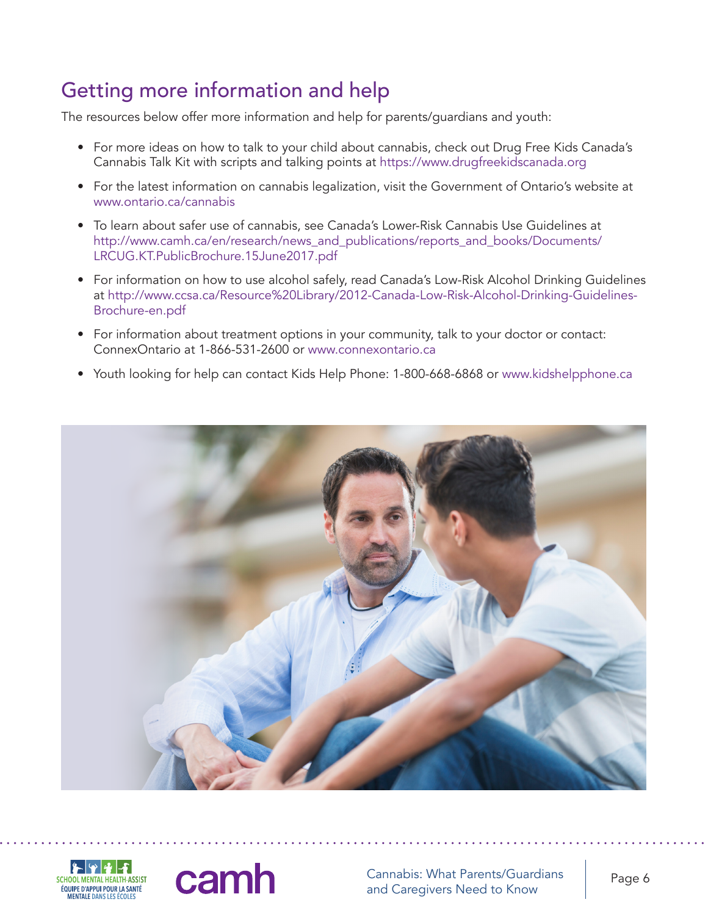## Getting more information and help

The resources below offer more information and help for parents/guardians and youth:

- For more ideas on how to talk to your child about cannabis, check out Drug Free Kids Canada's Cannabis Talk Kit with scripts and talking points at https://www.drugfreekidscanada.org
- For the latest information on cannabis legalization, visit the Government of Ontario's website at www.ontario.ca/cannabis
- To learn about safer use of cannabis, see Canada's Lower-Risk Cannabis Use Guidelines at http://www.camh.ca/en/research/news_and_publications/reports_and_books/Documents/LRCUG.KT.PublicBrochure.15June2017.pdf
- For information on how to use alcohol safely, read Canada's Low-Risk Alcohol Drinking Guidelines at http://www.ccsa.ca/Resource%20Library/2012-Canada-Low-Risk-Alcohol-Drinking-Guidelines-Brochure-en.pdf
- For information about treatment options in your community, talk to your doctor or contact: ConnexOntario at 1-866-531-2600 or www.connexontario.ca
- Youth looking for help can contact Kids Help Phone: 1-800-668-6868 or www.kidshelpphone.ca